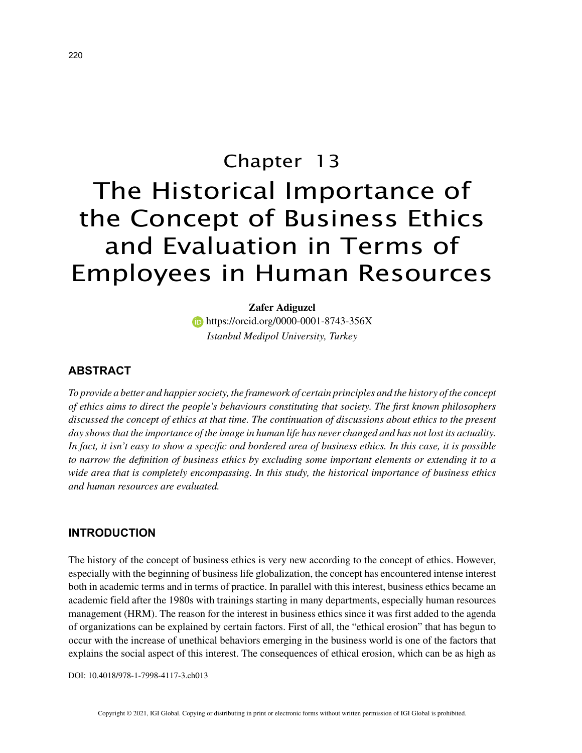# Chapter 13

# The Historical Importance of the Concept of Business Ethics and Evaluation in Terms of Employees in Human Resources

**Zafer Adiguzel**
https://orcid.org/0000-0001-8743-356X
*Istanbul Medipol University, Turkey*

## ABSTRACT

*To provide a better and happier society, the framework of certain principles and the history of the concept of ethics aims to direct the people's behaviours constituting that society. The first known philosophers discussed the concept of ethics at that time. The continuation of discussions about ethics to the present day shows that the importance of the image in human life has never changed and has not lost its actuality. In fact, it isn't easy to show a specific and bordered area of business ethics. In this case, it is possible to narrow the definition of business ethics by excluding some important elements or extending it to a wide area that is completely encompassing. In this study, the historical importance of business ethics and human resources are evaluated.*

## INTRODUCTION

The history of the concept of business ethics is very new according to the concept of ethics. However, especially with the beginning of business life globalization, the concept has encountered intense interest both in academic terms and in terms of practice. In parallel with this interest, business ethics became an academic field after the 1980s with trainings starting in many departments, especially human resources management (HRM). The reason for the interest in business ethics since it was first added to the agenda of organizations can be explained by certain factors. First of all, the "ethical erosion" that has begun to occur with the increase of unethical behaviors emerging in the business world is one of the factors that explains the social aspect of this interest. The consequences of ethical erosion, which can be as high as

DOI: 10.4018/978-1-7998-4117-3.ch013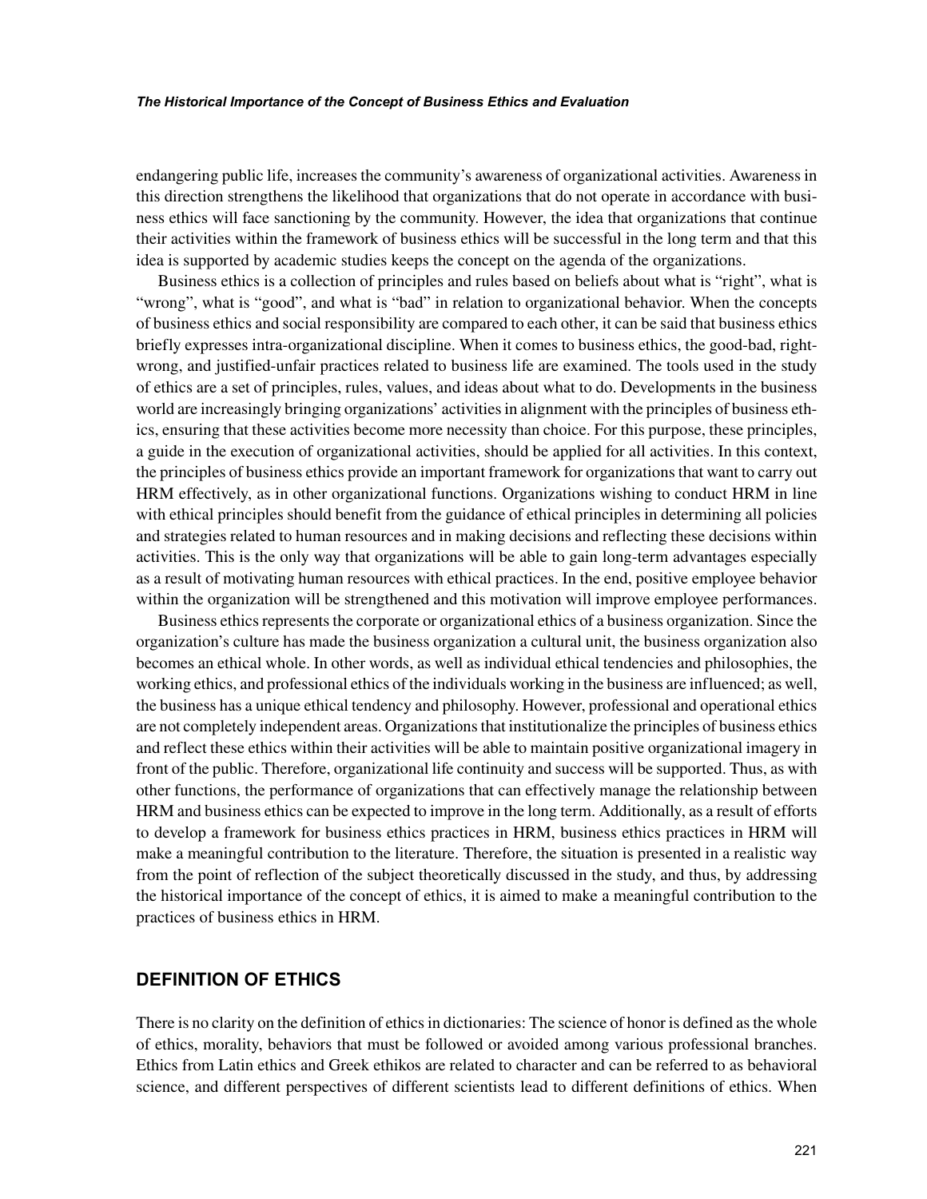endangering public life, increases the community's awareness of organizational activities. Awareness in this direction strengthens the likelihood that organizations that do not operate in accordance with business ethics will face sanctioning by the community. However, the idea that organizations that continue their activities within the framework of business ethics will be successful in the long term and that this idea is supported by academic studies keeps the concept on the agenda of the organizations.

Business ethics is a collection of principles and rules based on beliefs about what is "right", what is "wrong", what is "good", and what is "bad" in relation to organizational behavior. When the concepts of business ethics and social responsibility are compared to each other, it can be said that business ethics briefly expresses intra-organizational discipline. When it comes to business ethics, the good-bad, right-wrong, and justified-unfair practices related to business life are examined. The tools used in the study of ethics are a set of principles, rules, values, and ideas about what to do. Developments in the business world are increasingly bringing organizations' activities in alignment with the principles of business ethics, ensuring that these activities become more necessity than choice. For this purpose, these principles, a guide in the execution of organizational activities, should be applied for all activities. In this context, the principles of business ethics provide an important framework for organizations that want to carry out HRM effectively, as in other organizational functions. Organizations wishing to conduct HRM in line with ethical principles should benefit from the guidance of ethical principles in determining all policies and strategies related to human resources and in making decisions and reflecting these decisions within activities. This is the only way that organizations will be able to gain long-term advantages especially as a result of motivating human resources with ethical practices. In the end, positive employee behavior within the organization will be strengthened and this motivation will improve employee performances.

Business ethics represents the corporate or organizational ethics of a business organization. Since the organization's culture has made the business organization a cultural unit, the business organization also becomes an ethical whole. In other words, as well as individual ethical tendencies and philosophies, the working ethics, and professional ethics of the individuals working in the business are influenced; as well, the business has a unique ethical tendency and philosophy. However, professional and operational ethics are not completely independent areas. Organizations that institutionalize the principles of business ethics and reflect these ethics within their activities will be able to maintain positive organizational imagery in front of the public. Therefore, organizational life continuity and success will be supported. Thus, as with other functions, the performance of organizations that can effectively manage the relationship between HRM and business ethics can be expected to improve in the long term. Additionally, as a result of efforts to develop a framework for business ethics practices in HRM, business ethics practices in HRM will make a meaningful contribution to the literature. Therefore, the situation is presented in a realistic way from the point of reflection of the subject theoretically discussed in the study, and thus, by addressing the historical importance of the concept of ethics, it is aimed to make a meaningful contribution to the practices of business ethics in HRM.

## DEFINITION OF ETHICS

There is no clarity on the definition of ethics in dictionaries: The science of honor is defined as the whole of ethics, morality, behaviors that must be followed or avoided among various professional branches. Ethics from Latin ethics and Greek ethikos are related to character and can be referred to as behavioral science, and different perspectives of different scientists lead to different definitions of ethics. When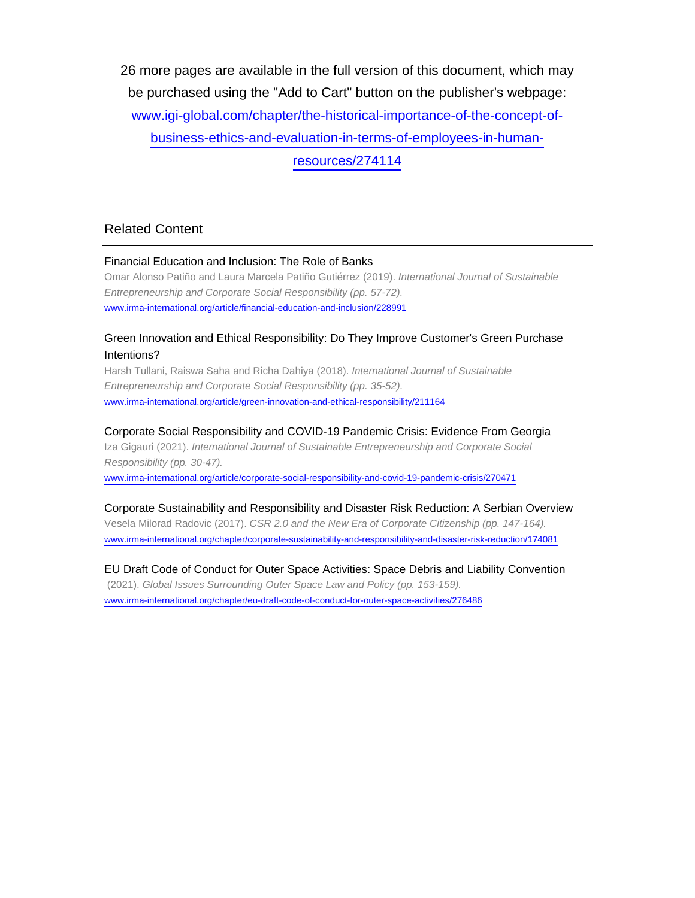26 more pages are available in the full version of this document, which may be purchased using the "Add to Cart" button on the publisher's webpage: [www.igi-global.com/chapter/the-historical-importance-of-the-concept-of-business-ethics-and-evaluation-in-terms-of-employees-in-human-resources/274114](www.igi-global.com/chapter/the-historical-importance-of-the-concept-of-business-ethics-and-evaluation-in-terms-of-employees-in-human-resources/274114)

## Related Content

Financial Education and Inclusion: The Role of Banks
Omar Alonso Patiño and Laura Marcela Patiño Gutiérrez (2019). *International Journal of Sustainable Entrepreneurship and Corporate Social Responsibility (pp. 57-72).*
[www.irma-international.org/article/financial-education-and-inclusion/228991](www.irma-international.org/article/financial-education-and-inclusion/228991)

Green Innovation and Ethical Responsibility: Do They Improve Customer's Green Purchase Intentions?
Harsh Tullani, Raiswa Saha and Richa Dahiya (2018). *International Journal of Sustainable Entrepreneurship and Corporate Social Responsibility (pp. 35-52).*
[www.irma-international.org/article/green-innovation-and-ethical-responsibility/211164](www.irma-international.org/article/green-innovation-and-ethical-responsibility/211164)

Corporate Social Responsibility and COVID-19 Pandemic Crisis: Evidence From Georgia
Iza Gigauri (2021). *International Journal of Sustainable Entrepreneurship and Corporate Social Responsibility (pp. 30-47).*
[www.irma-international.org/article/corporate-social-responsibility-and-covid-19-pandemic-crisis/270471](www.irma-international.org/article/corporate-social-responsibility-and-covid-19-pandemic-crisis/270471)

Corporate Sustainability and Responsibility and Disaster Risk Reduction: A Serbian Overview
Vesela Milorad Radovic (2017). *CSR 2.0 and the New Era of Corporate Citizenship (pp. 147-164).*
[www.irma-international.org/chapter/corporate-sustainability-and-responsibility-and-disaster-risk-reduction/174081](www.irma-international.org/chapter/corporate-sustainability-and-responsibility-and-disaster-risk-reduction/174081)

EU Draft Code of Conduct for Outer Space Activities: Space Debris and Liability Convention
(2021). *Global Issues Surrounding Outer Space Law and Policy (pp. 153-159).*
[www.irma-international.org/chapter/eu-draft-code-of-conduct-for-outer-space-activities/276486](www.irma-international.org/chapter/eu-draft-code-of-conduct-for-outer-space-activities/276486)